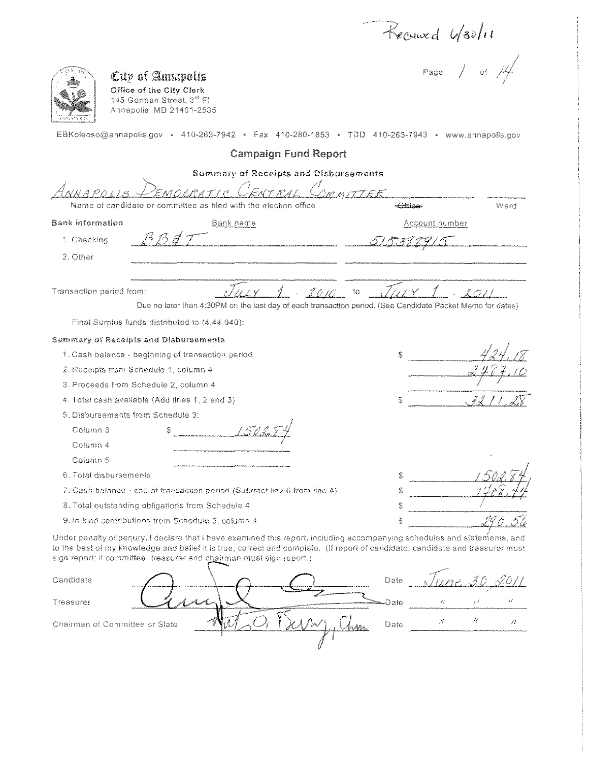Received 6/30/11

Page 1 of 14

**City of Annapolis**
**Office of the City Clerk**
145 Gorman Street, 3rd Fl
Annapolis, MD 21401-2535

EBKoleoso@annapolis.gov • 410-263-7942 • Fax 410-280-1853 • TDD 410-263-7943 • www.annapolis.gov

## Campaign Fund Report

### Summary of Receipts and Disbursements

ANNAPOLIS DEMOCRATIC CENTRAL COMMITTEE

Name of candidate or committee as filed with the election office ~~Office~~ Ward

**Bank information**

| | Bank name | Account number |
|---|---|---|
| 1. Checking | BB&T | 515388915 |
| 2. Other | | |

Transaction period from: JULY 1, 2010 to JULY 1, 2011

Due no later than 4:30PM on the last day of each transaction period. (See Candidate Packet Memo for dates)

Final Surplus funds distributed to (4.44.040):

**Summary of Receipts and Disbursements**

| | | |
|---|---|---|
| 1. Cash balance - beginning of transaction period | | $ 424.18 |
| 2. Receipts from Schedule 1, column 4 | | 2787.10 |
| 3. Proceeds from Schedule 2, column 4 | | |
| 4. Total cash available (Add lines 1, 2 and 3) | | $ 3211.28 |
| 5. Disbursements from Schedule 3: | | |
| Column 3 | $ 1502.84 | |
| Column 4 | | |
| Column 5 | | |
| 6. Total disbursements | | $ 1502.84 |
| 7. Cash balance - end of transaction period (Subtract line 6 from line 4) | | $ 1708.44 |
| 8. Total outstanding obligations from Schedule 4 | | $ |
| 9. In-kind contributions from Schedule 5, column 4 | | $ 290.56 |

Under penalty of perjury, I declare that I have examined this report, including accompanying schedules and statements, and to the best of my knowledge and belief it is true, correct and complete. (If report of candidate, candidate and treasurer must sign report; if committee, treasurer and chairman must sign report.)

| | | | |
|---|---|---|---|
| Candidate | [signature] | Date | June 30, 2011 |
| Treasurer | [signature] | Date | " " " |
| Chairman of Committee or Slate | [signature], Chm | Date | " " " |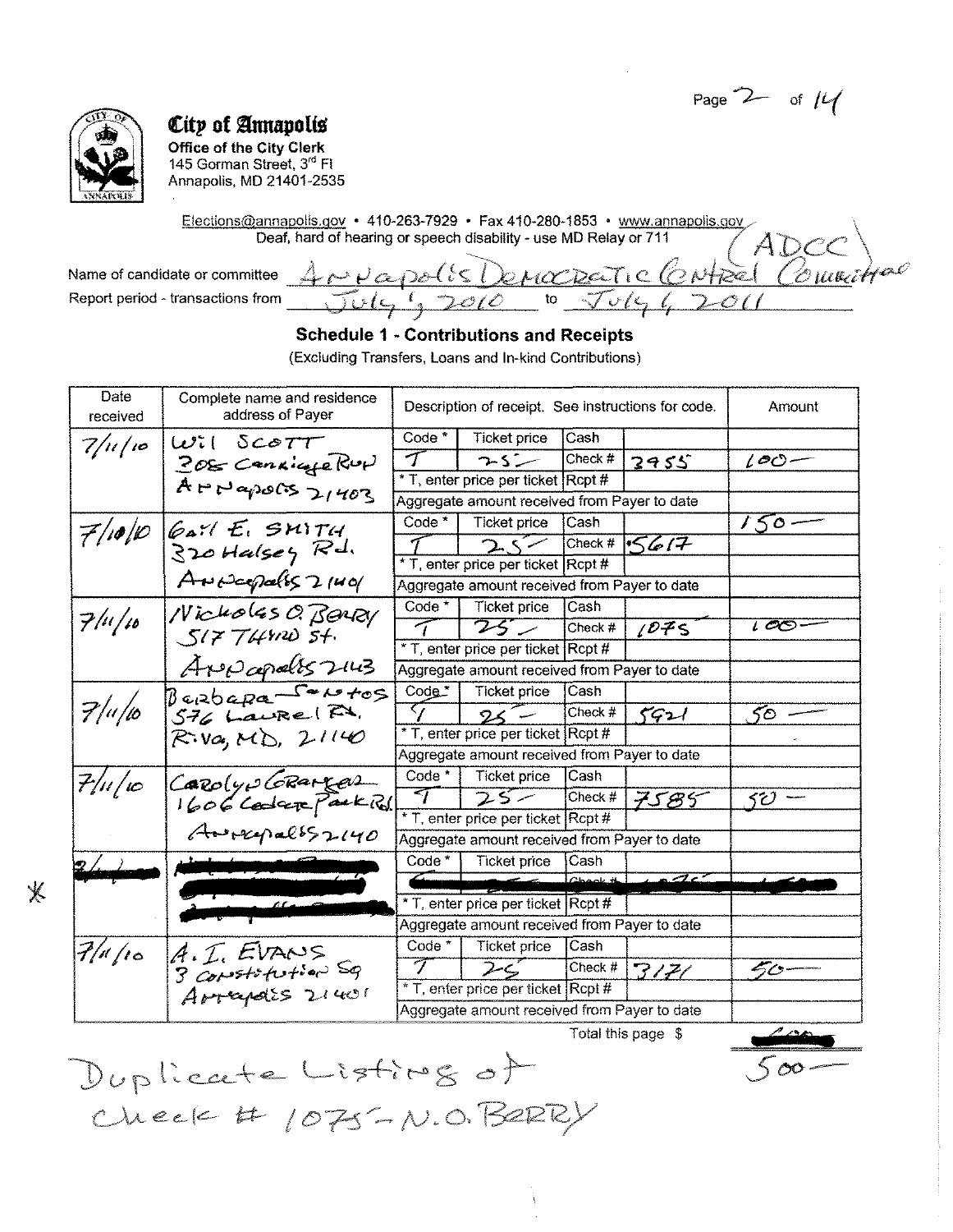**City of Annapolis**
Office of the City Clerk
145 Gorman Street, 3rd Fl
Annapolis, MD 21401-2535

Elections@annapolis.gov • 410-263-7929 • Fax 410-280-1853 • www.annapolis.gov
Deaf, hard of hearing or speech disability - use MD Relay or 711

Name of candidate or committee: Annapolis Democratic Central Committee (ADCC)
Report period - transactions from: July 5, 2010 to July 4, 2011

## Schedule 1 - Contributions and Receipts

(Excluding Transfers, Loans and In-kind Contributions)

| Date received | Complete name and residence address of Payer | Code * | Ticket price | Cash / Check # / Rcpt # | Amount |
|---|---|---|---|---|---|
| 7/11/10 | Wil Scott, 208 Carriage Run, Annapolis 21403 | T | 25 | Check # 2955 | 100 |
| 7/10/10 | Gail E. Smith, 320 Halsey Rd., Annapolis 21401 | T | 25 | Check # 5617 | 150 |
| 7/11/10 | Nicholas O. Berry, 517 Third St., Annapolis 2143 | T | 25 | Check # 1075 | 100 |
| 7/11/10 | Barbara Santos, 576 Laurel Rd., Riva, MD, 21140 | T | 25 | Check # 5921 | 50 |
| 7/11/10 | Carolyn Granger, 1606 Cedar Park Rd., Annapolis 21140 | T | 25 | Check # 7585 | 50 |
| * [redacted] | [redacted] | | | [redacted] | [redacted] |
| 7/11/10 | A. I. Evans, 3 Constitution Sq, Annapolis 21401 | T | 25 | Check # 3171 | 50 |

\* T, enter price per ticket. Aggregate amount received from Payer to date: (blank)

Total this page $ ~~600~~ 500

\* Duplicate Listing of Check # 1075 - N.O. Berry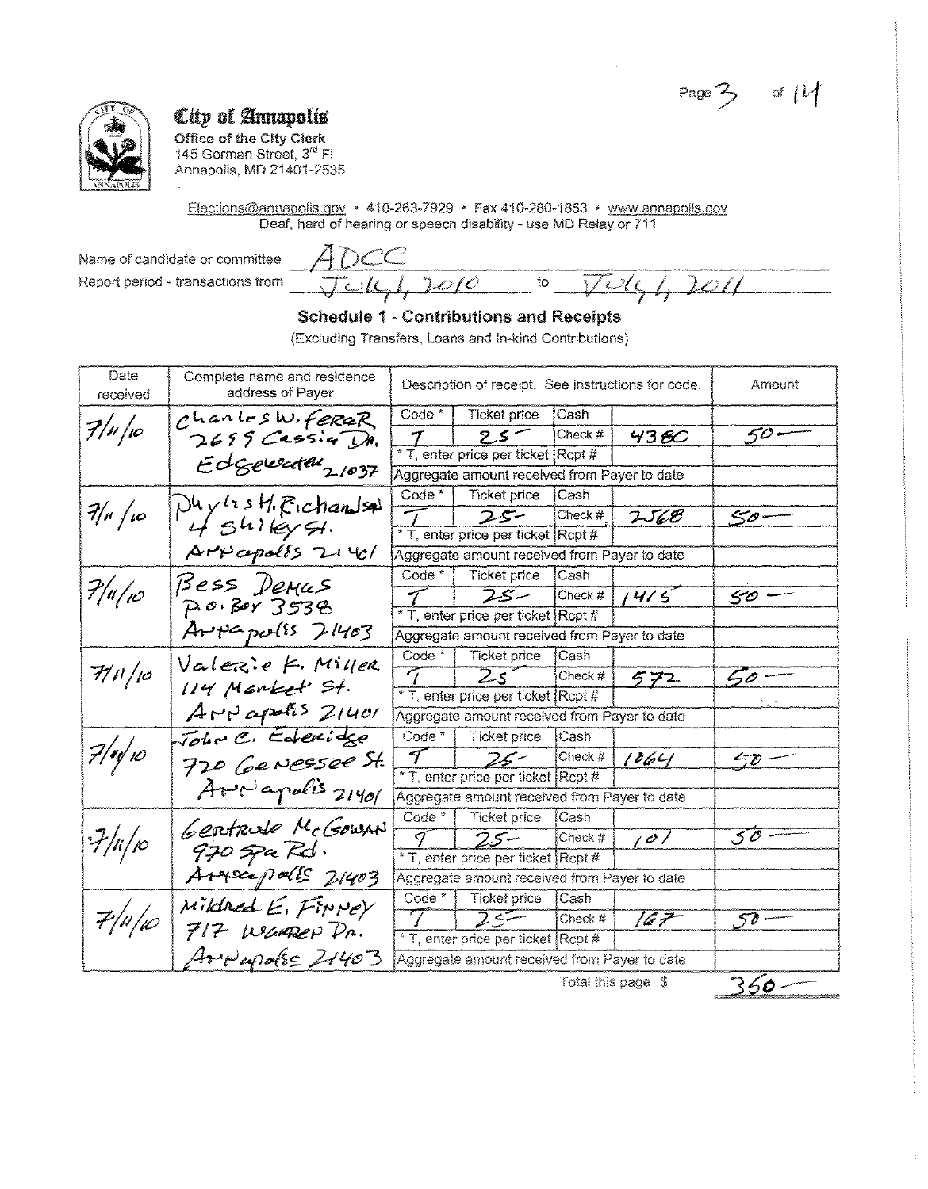# City of Annapolis

**Office of the City Clerk**
145 Gorman Street, 3rd Fl
Annapolis, MD 21401-2535

Elections@annapolis.gov • 410-263-7929 • Fax 410-280-1853 • www.annapolis.gov
Deaf, hard of hearing or speech disability - use MD Relay or 711

Name of candidate or committee: ADCC

Report period - transactions from: July 1, 2010 to July 1, 2011

## Schedule 1 - Contributions and Receipts

(Excluding Transfers, Loans and In-kind Contributions)

| Date received | Complete name and residence address of Payer | Code * | Ticket price | Cash / Check # / Rcpt # | Amount |
|---|---|---|---|---|---|
| 7/11/10 | Charles W. Ferer, 2699 Cassia Dr. Edgewater 21037 | T | 25 | Check # 4380 | 50 |
| 7/11/10 | Phylis H. Richardson, 4 Shiley St. Annapolis 21401 | T | 25 | Check # 2568 | 50 |
| 7/11/10 | Bess Demas, P.O. Box 3538, Annapolis 21403 | T | 25 | Check # 1415 | 50 |
| 7/11/10 | Valerie F. Miller, 114 Market St. Annapolis 21401 | T | 25 | Check # 572 | 50 |
| 7/11/10 | John C. Eldridge, 720 Genessee St. Annapolis 21401 | T | 25 | Check # 1064 | 50 |
| 7/11/10 | Gertrude McGowan, 970 Spa Rd. Annapolis 21403 | T | 25 | Check # 101 | 50 |
| 7/11/10 | Mildred E. Finney, 717 Warren Dr. Annapolis 21403 | T | 25 | Check # 167 | 50 |

\* T, enter price per ticket

Total this page $ 350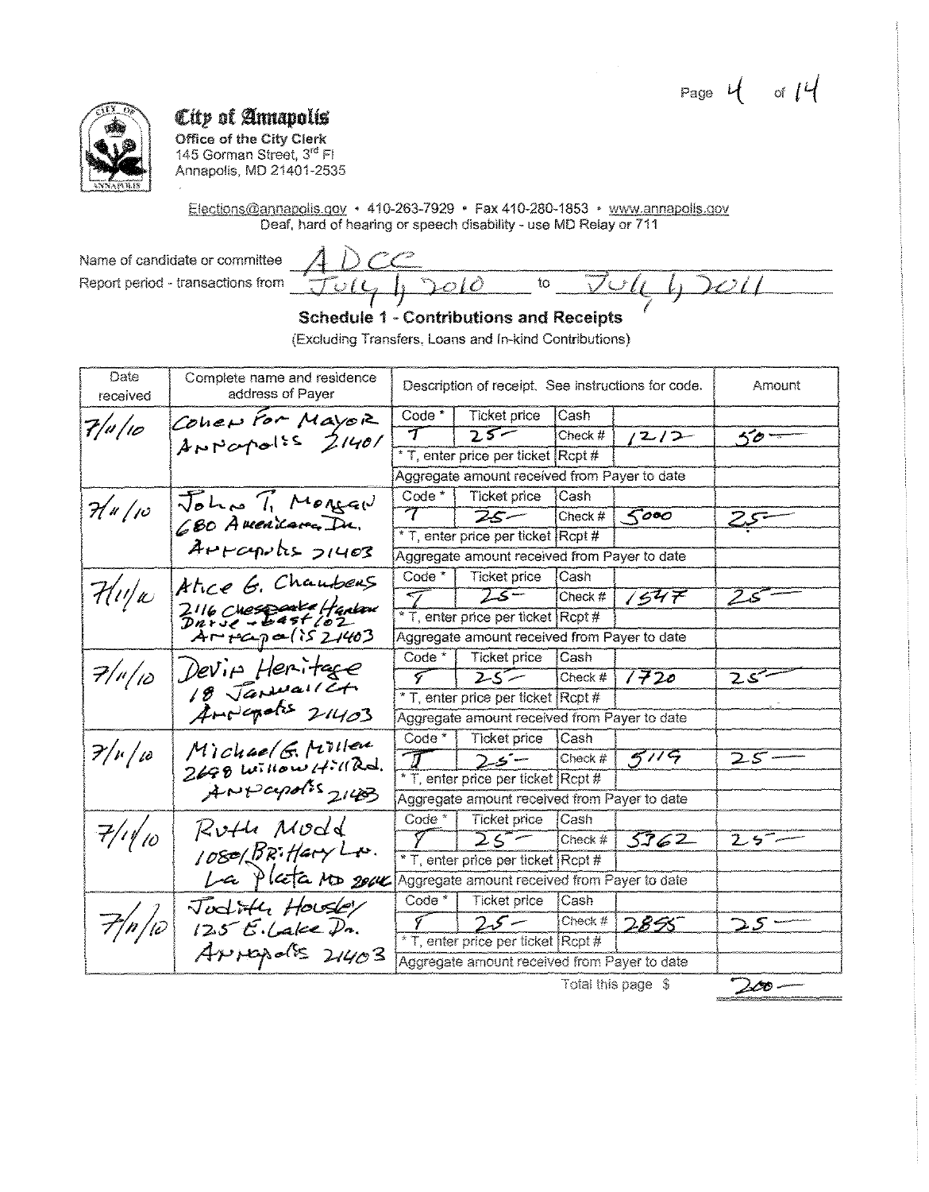# City of Annapolis

**Office of the City Clerk**
145 Gorman Street, 3rd Fl
Annapolis, MD 21401-2535

Elections@annapolis.gov • 410-263-7929 • Fax 410-280-1853 • www.annapolis.gov
Deaf, hard of hearing or speech disability - use MD Relay or 711

Name of candidate or committee: ADCC

Report period - transactions from: July 1, 2010 to July 1, 2011

## Schedule 1 - Contributions and Receipts

(Excluding Transfers, Loans and In-kind Contributions)

| Date received | Complete name and residence address of Payer | Description of receipt. See instructions for code. | | | | Amount |
|---|---|---|---|---|---|---|
| | | Code * | Ticket price | Cash | | |
| 7/11/10 | Cohen For Mayor, Annapolis 21401 | T | 25 | Check # | 1212 | 50 |
| | | * T, enter price per ticket | | Rcpt # | | |
| | | Aggregate amount received from Payer to date | | | | |
| | | Code * | Ticket price | Cash | | |
| 7/11/10 | John T. Morgan, 680 Americana Dr., Annapolis 21403 | T | 25 | Check # | 5000 | 25 |
| | | * T, enter price per ticket | | Rcpt # | | |
| | | Aggregate amount received from Payer to date | | | | |
| | | Code * | Ticket price | Cash | | |
| 7/11/10 | Alice G. Chambers, 2116 Chesapeake Harbor Drive - East 102, Annapolis 21403 | T | 25 | Check # | 1547 | 25 |
| | | * T, enter price per ticket | | Rcpt # | | |
| | | Aggregate amount received from Payer to date | | | | |
| | | Code * | Ticket price | Cash | | |
| 7/11/10 | Devin Heritage, 18 Janwall Ct., Annapolis 21403 | T | 25 | Check # | 1720 | 25 |
| | | * T, enter price per ticket | | Rcpt # | | |
| | | Aggregate amount received from Payer to date | | | | |
| | | Code * | Ticket price | Cash | | |
| 7/11/10 | Michael G. Miller, 2698 Willow Hill Rd., Annapolis 21403 | T | 25 | Check # | 5119 | 25 |
| | | * T, enter price per ticket | | Rcpt # | | |
| | | Aggregate amount received from Payer to date | | | | |
| | | Code * | Ticket price | Cash | | |
| 7/11/10 | Ruth Modd, 10801 Brittany Ln., La Plata MD 20646 | T | 25 | Check # | 5362 | 25 |
| | | * T, enter price per ticket | | Rcpt # | | |
| | | Aggregate amount received from Payer to date | | | | |
| | | Code * | Ticket price | Cash | | |
| 7/11/10 | Judith Housley, 125 E. Lake Dr., Annapolis 21403 | T | 25 | Check # | 2855 | 25 |
| | | * T, enter price per ticket | | Rcpt # | | |
| | | Aggregate amount received from Payer to date | | | | |

Total this page $ 200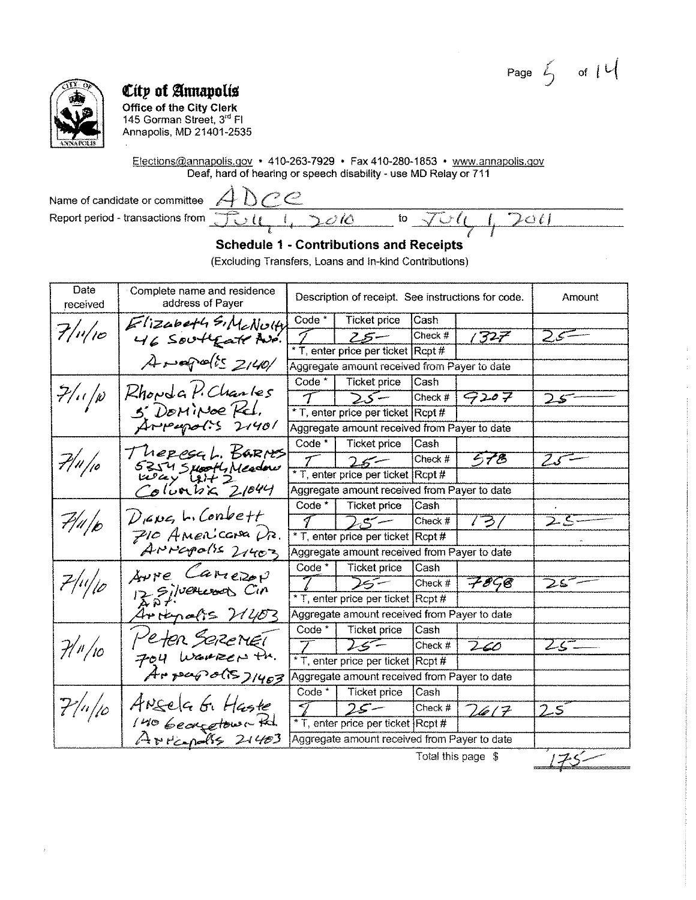# City of Annapolis

**Office of the City Clerk**
145 Gorman Street, 3rd Fl
Annapolis, MD 21401-2535

Elections@annapolis.gov • 410-263-7929 • Fax 410-280-1853 • www.annapolis.gov
Deaf, hard of hearing or speech disability - use MD Relay or 711

Name of candidate or committee: ADCC

Report period - transactions from: July 1, 2010 to July 1, 2011

## Schedule 1 - Contributions and Receipts

(Excluding Transfers, Loans and In-kind Contributions)

| Date received | Complete name and residence address of Payer | Code * | Ticket price | Cash / Check # / Rcpt # | | Amount |
|---|---|---|---|---|---|---|
| 7/11/10 | Elizabeth S. McNulty, 46 Southgate Ave. Annapolis 21401 | T | 25 | Check # | 1327 | 25 |
| 7/11/10 | Rhonda P. Charles, 5 Dominoe Rd. Annapolis 21401 | T | 25 | Check # | 9207 | 25 |
| 7/11/10 | Theresa L. Barnes, 5354 Smooth Meadow Way Unit 2, Columbia 21044 | T | 25 | Check # | 578 | 25 |
| 7/11/10 | Diane L. Corbett, 710 Americana Dr. Annapolis 21403 | T | 25 | Check # | 131 | 25 |
| 7/11/10 | Anne Cameron, 12 Silverwood Cir Apt. Annapolis 21403 | T | 25 | Check # | 7898 | 25 |
| 7/11/10 | Peter Seremet, 704 Warren Dr. Annapolis 21403 | T | 25 | Check # | 260 | 25 |
| 7/11/10 | Angela G. Haste, 140 Georgetown Rd. Annapolis 21403 | T | 25 | Check # | 2617 | 25 |

\* T, enter price per ticket

Aggregate amount received from Payer to date

Total this page $ 175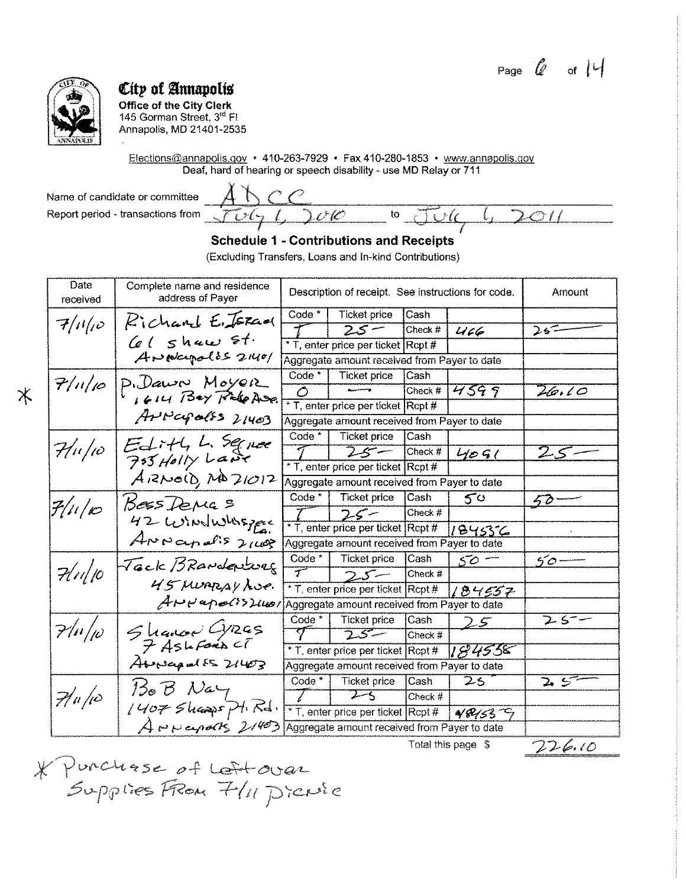**City of Annapolis**
Office of the City Clerk
145 Gorman Street, 3rd Fl
Annapolis, MD 21401-2535

Elections@annapolis.gov • 410-263-7929 • Fax 410-280-1853 • www.annapolis.gov
Deaf, hard of hearing or speech disability - use MD Relay or 711

Name of candidate or committee: ADCC

Report period - transactions from: July 1, 2010 to July 6, 2011

## Schedule 1 - Contributions and Receipts

(Excluding Transfers, Loans and In-kind Contributions)

| Date received | Complete name and residence address of Payer | Code * | Ticket price | Cash / Check # / Rcpt # | | Amount |
|---|---|---|---|---|---|---|
| 7/11/10 | Richard E. Israel, 61 Shaw St. Annapolis 21401 | T | 25 | Check # | 466 | 25 |
| * 7/11/10 | P. Dawn Moyer, 1614 Bay Ridge Ave. Annapolis 21403 | O | — | Check # | 4599 | 26.10 |
| 7/11/10 | Edith L. Segree, 753 Holly Lane, Arnold, MD 21012 | T | 25 | Check # | 4091 | 25 |
| 7/11/10 | Bess Demas, 42 Windwhisper La. Annapolis 21403 | T | 25 | Cash / Rcpt # | 50 / 184556 | 50 |
| 7/11/10 | Jack Brandenburg, 45 Murray Ave. Annapolis 21401 | T | 25 | Cash / Rcpt # | 50 / 184557 | 50 |
| 7/11/10 | Sharon Gyres, 7 Ashford Ct. Annapolis 21403 | T | 25 | Cash / Rcpt # | 25 / 184558 | 25 |
| 7/11/10 | Bob Nay, 1407 Sharps Pt. Rd. Annapolis 21403 | T | 25 | Cash / Rcpt # | 25 / 184559 | 25 |

\* T, enter price per ticket

Total this page $ 226.10

\* Purchase of leftover supplies from 7/11 picnic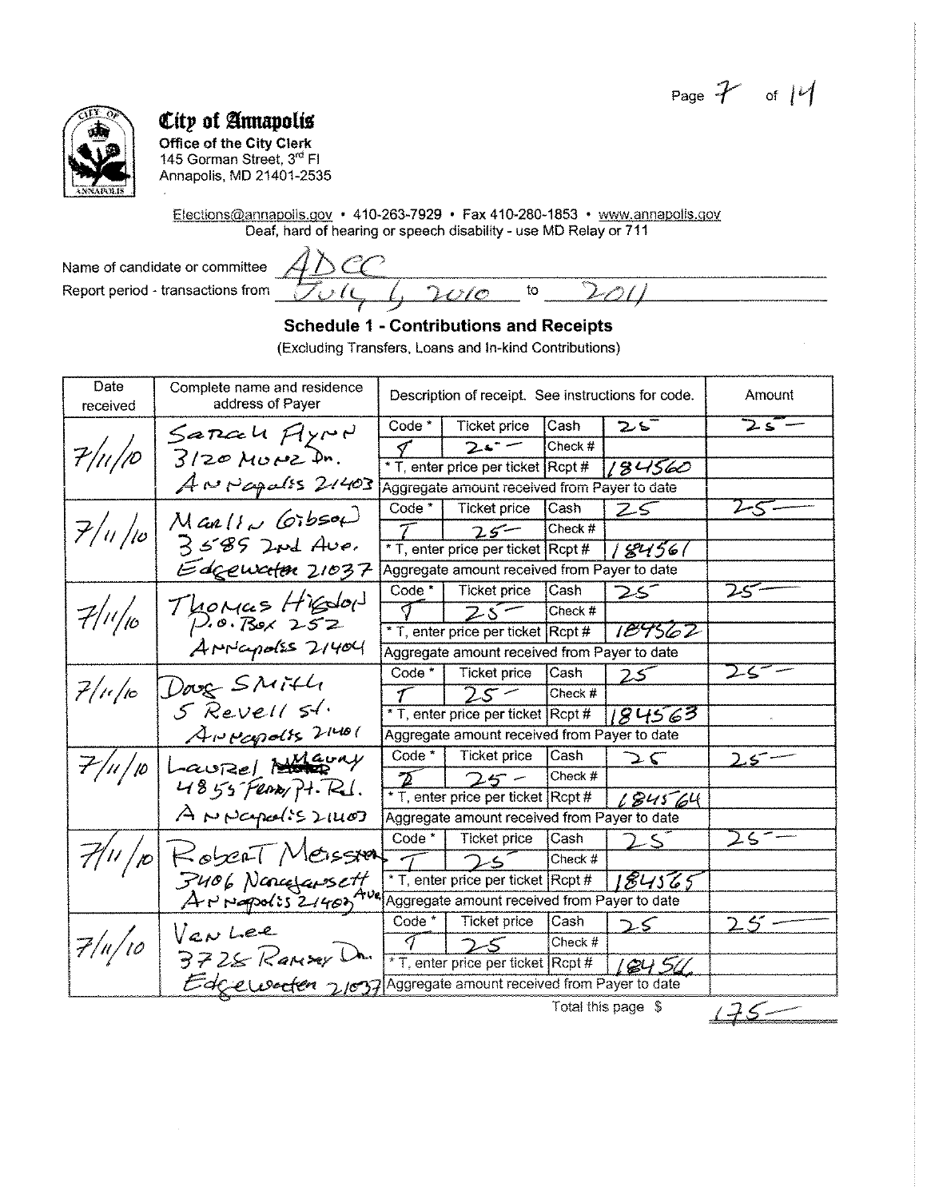# City of Annapolis

**Office of the City Clerk**
145 Gorman Street, 3rd Fl
Annapolis, MD 21401-2535

Elections@annapolis.gov • 410-263-7929 • Fax 410-280-1853 • www.annapolis.gov
Deaf, hard of hearing or speech disability - use MD Relay or 711

Name of candidate or committee: ADCC

Report period - transactions from: July 6, 2010 to 2011

## Schedule 1 - Contributions and Receipts

(Excluding Transfers, Loans and In-kind Contributions)

| Date received | Complete name and residence address of Payer | Description of receipt. See instructions for code. | | | | Amount |
|---|---|---|---|---|---|---|
| 7/11/10 | Sarah Flynn, 3120 Munz Dr., Annapolis 21403 | Code *: T | Ticket price: 25 | Cash: 25 | Check #: | 25 |
| | | * T, enter price per ticket | | Rcpt #: 184560 | | |
| | | Aggregate amount received from Payer to date | | | | |
| 7/11/10 | Marlin Gibson, 3585 2nd Ave., Edgewater 21037 | Code *: T | Ticket price: 25 | Cash: 25 | Check #: | 25 |
| | | * T, enter price per ticket | | Rcpt #: 184561 | | |
| | | Aggregate amount received from Payer to date | | | | |
| 7/11/10 | Thomas Higdon, P.O. Box 252, Annapolis 21404 | Code *: T | Ticket price: 25 | Cash: 25 | Check #: | 25 |
| | | * T, enter price per ticket | | Rcpt #: 184562 | | |
| | | Aggregate amount received from Payer to date | | | | |
| 7/11/10 | Doug Smith, 5 Revell St., Annapolis 21401 | Code *: T | Ticket price: 25 | Cash: 25 | Check #: | 25 |
| | | * T, enter price per ticket | | Rcpt #: 184563 | | |
| | | Aggregate amount received from Payer to date | | | | |
| 7/11/10 | Laurel Maury, 4855 Ferry Pt. Rd., Annapolis 21403 | Code *: T | Ticket price: 25 | Cash: 25 | Check #: | 25 |
| | | * T, enter price per ticket | | Rcpt #: 184564 | | |
| | | Aggregate amount received from Payer to date | | | | |
| 7/11/10 | Robert Meissner, 3406 Narragansett Ave., Annapolis 21403 | Code *: T | Ticket price: 25 | Cash: 25 | Check #: | 25 |
| | | * T, enter price per ticket | | Rcpt #: 184565 | | |
| | | Aggregate amount received from Payer to date | | | | |
| 7/11/10 | Van Lee, 3728 Ramsey Dr., Edgewater 21037 | Code *: T | Ticket price: 25 | Cash: 25 | Check #: | 25 |
| | | * T, enter price per ticket | | Rcpt #: 18456 | | |
| | | Aggregate amount received from Payer to date | | | | |

Total this page $ 175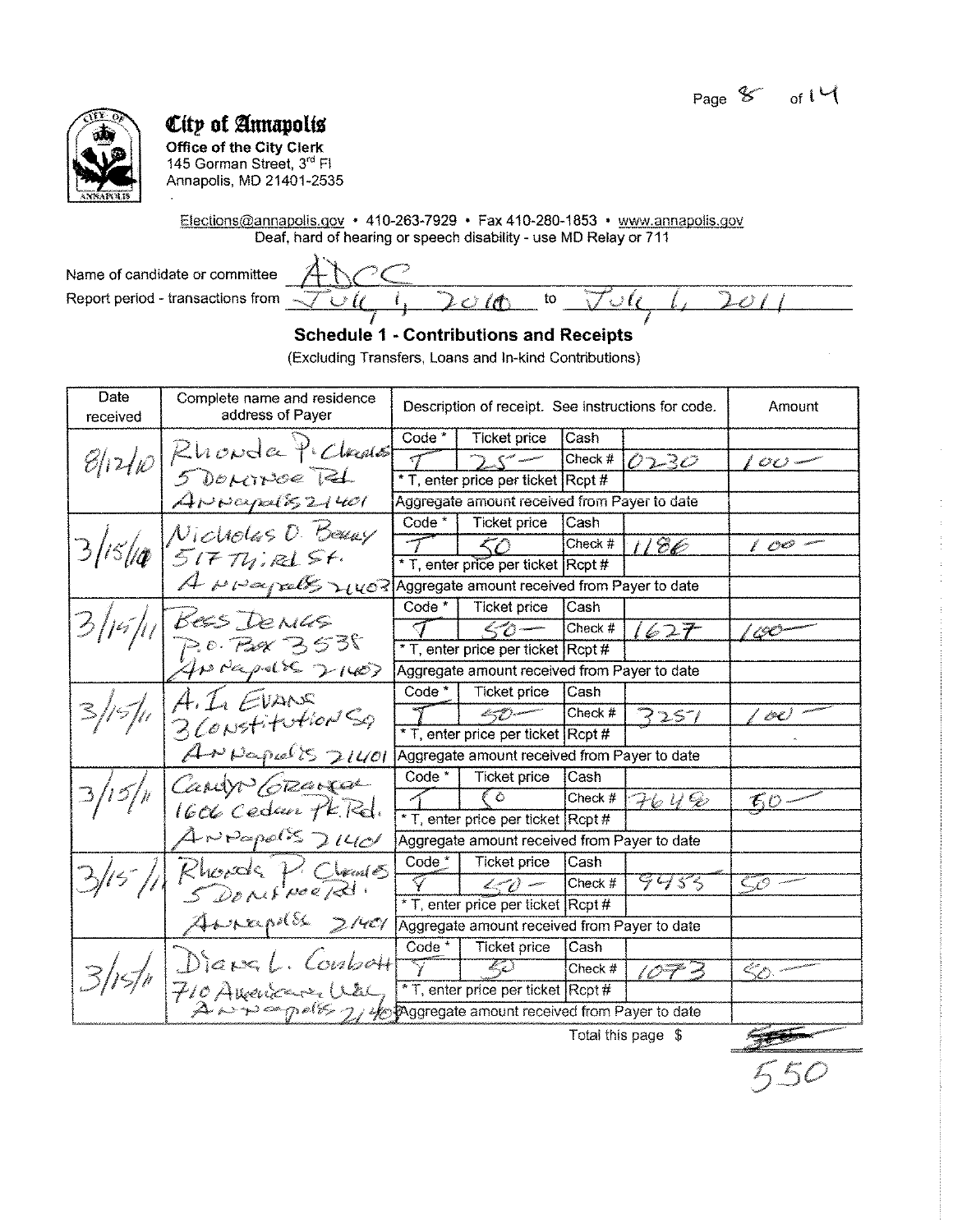**City of Annapolis**
Office of the City Clerk
145 Gorman Street, 3rd Fl
Annapolis, MD 21401-2535

Elections@annapolis.gov • 410-263-7929 • Fax 410-280-1853 • www.annapolis.gov
Deaf, hard of hearing or speech disability - use MD Relay or 711

Name of candidate or committee: ADCC
Report period - transactions from: July 1, 2010 to July 1, 2011

## Schedule 1 - Contributions and Receipts

(Excluding Transfers, Loans and In-kind Contributions)

| Date received | Complete name and residence address of Payer | Code * | Ticket price | Cash / Check # / Rcpt # | Amount |
|---|---|---|---|---|---|
| 8/12/10 | Rhonda P. Charles, 5 Dominoe Rd, Annapolis 21401 | T | 25 — | Check # 0230 | 100 — |
| 3/15/11 | Nicholas O. Berry, 517 Third St., Annapolis 21403 | T | 50 | Check # 1186 | 100 — |
| 3/15/11 | Bess Dennis, P.O. Box 3535, Annapolis 21403 | T | 50 — | Check # 1627 | 100 — |
| 3/15/11 | A. L. Evans, 3 Constitution Sq, Annapolis 21401 | T | 50 — | Check # 3251 | 100 — |
| 3/15/11 | Carolyn Granger, 1606 Cedar Pk Rd., Annapolis 21401 | T | 50 | Check # 7648 | 50 — |
| 3/15/11 | Rhonda P. Charles, 5 Dominoe Rd., Annapolis 21401 | T | 50 — | Check # 9453 | 50 — |
| 3/15/11 | Diana L. Corbett, 710 American Way, Annapolis 21401 | T | 50 | Check # 1073 | 50 — |

\* T, enter price per ticket

Total this page $ 550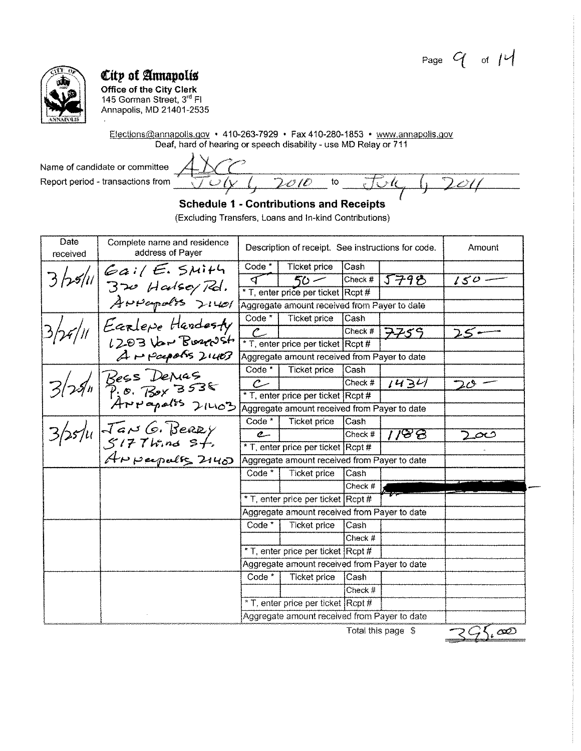# City of Annapolis

**Office of the City Clerk**
145 Gorman Street, 3rd Fl
Annapolis, MD 21401-2535

Elections@annapolis.gov • 410-263-7929 • Fax 410-280-1853 • www.annapolis.gov
Deaf, hard of hearing or speech disability - use MD Relay or 711

Name of candidate or committee: ADCC

Report period - transactions from: July 6, 2010 to July 6, 2011

## Schedule 1 - Contributions and Receipts

(Excluding Transfers, Loans and In-kind Contributions)

| Date received | Complete name and residence address of Payer | Description of receipt. See instructions for code. | | | | Amount |
|---|---|---|---|---|---|---|
| 3/25/11 | Gail E. Smith 320 Halsey Rd. Annapolis 21401 | Code * | Ticket price | Cash | | |
| | | T | 50 — | Check # | 5798 | 150 — |
| | | * T, enter price per ticket | | Rcpt # | | |
| | | Aggregate amount received from Payer to date | | | | |
| 3/25/11 | Earlene Hardesty 1203 Van Buren St. Annapolis 21403 | Code * | Ticket price | Cash | | |
| | | C | | Check # | 7759 | 25 — |
| | | * T, enter price per ticket | | Rcpt # | | |
| | | Aggregate amount received from Payer to date | | | | |
| 3/25/11 | Bess Demas P.O. Box 3538 Annapolis 21403 | Code * | Ticket price | Cash | | |
| | | C | | Check # | 1434 | 20 — |
| | | * T, enter price per ticket | | Rcpt # | | |
| | | Aggregate amount received from Payer to date | | | | |
| 3/25/11 | Jan G. Berry 517 Third St. Annapolis 21403 | Code * | Ticket price | Cash | | |
| | | C | | Check # | 1188 | 200 |
| | | * T, enter price per ticket | | Rcpt # | | |
| | | Aggregate amount received from Payer to date | | | | |
| | | Code * | Ticket price | Cash | | |
| | | | | Check # | | |
| | | * T, enter price per ticket | | Rcpt # | | |
| | | Aggregate amount received from Payer to date | | | | |
| | | Code * | Ticket price | Cash | | |
| | | | | Check # | | |
| | | * T, enter price per ticket | | Rcpt # | | |
| | | Aggregate amount received from Payer to date | | | | |
| | | Code * | Ticket price | Cash | | |
| | | | | Check # | | |
| | | * T, enter price per ticket | | Rcpt # | | |
| | | Aggregate amount received from Payer to date | | | | |

Total this page $ 395.00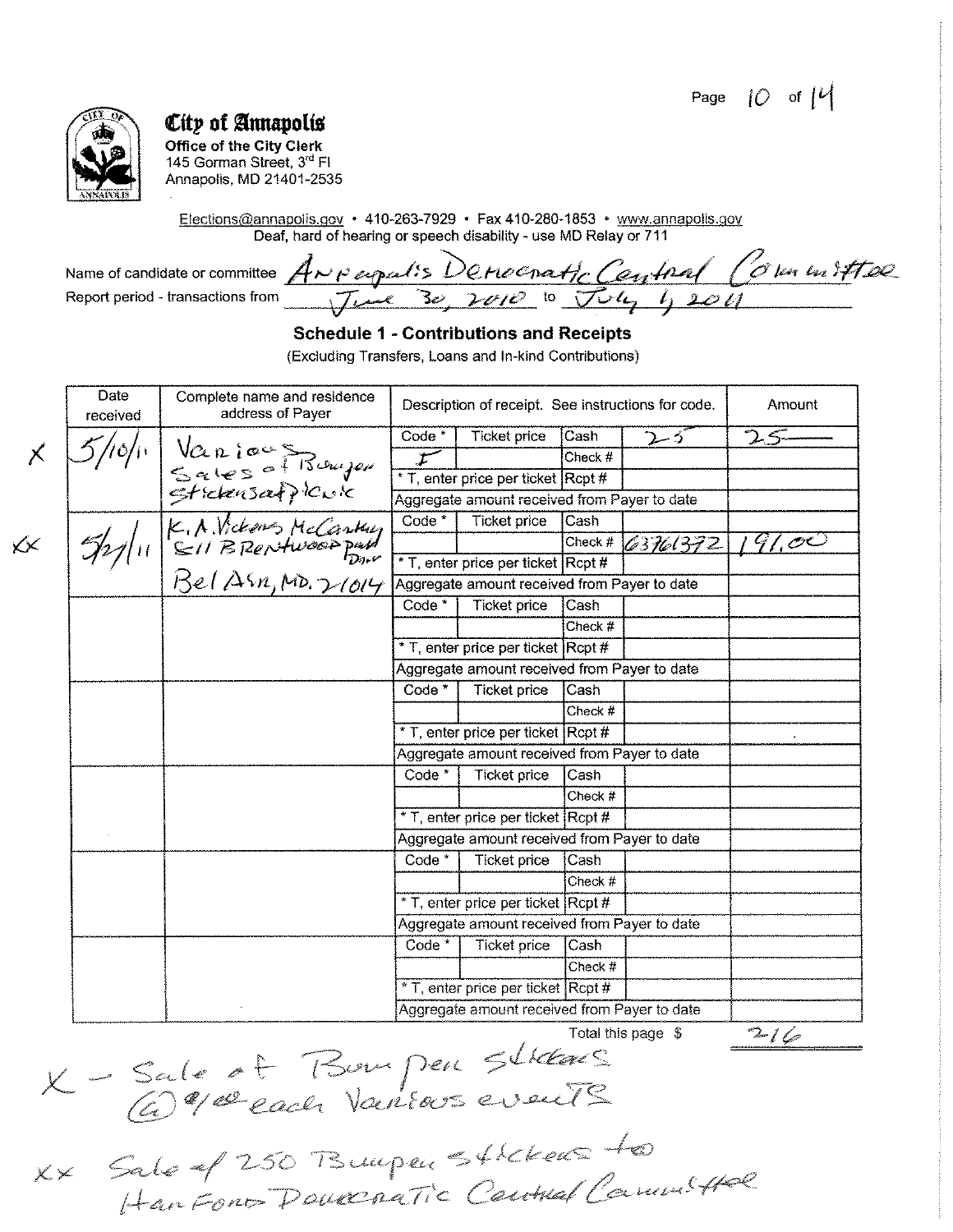**City of Annapolis**
**Office of the City Clerk**
145 Gorman Street, 3rd Fl
Annapolis, MD 21401-2535

Elections@annapolis.gov • 410-263-7929 • Fax 410-280-1853 • www.annapolis.gov
Deaf, hard of hearing or speech disability - use MD Relay or 711

Name of candidate or committee: Annapolis Democratic Central Committee
Report period - transactions from: June 30, 2010 to July 1, 2011

## Schedule 1 - Contributions and Receipts

(Excluding Transfers, Loans and In-kind Contributions)

| | Date received | Complete name and residence address of Payer | Description of receipt. See instructions for code. | | | | Amount |
|---|---|---|---|---|---|---|---|
| X | 5/10/11 | Various Sales of Bumper Stickers at Picnic | Code * | Ticket price | Cash | 25 | 25 |
| | | | F | | Check # | | |
| | | | * T, enter price per ticket | | Rcpt # | | |
| | | | Aggregate amount received from Payer to date | | | | |
| XX | 5/21/11 | K. A. Vickers McCarthy 811 Brentwood Park Dr Bel Air, MD. 21014 | Code * | Ticket price | Cash | | |
| | | | | | Check # | 63761372 | 191.00 |
| | | | * T, enter price per ticket | | Rcpt # | | |
| | | | Aggregate amount received from Payer to date | | | | |
| | | | Code * | Ticket price | Cash | | |
| | | | | | Check # | | |
| | | | * T, enter price per ticket | | Rcpt # | | |
| | | | Aggregate amount received from Payer to date | | | | |
| | | | Code * | Ticket price | Cash | | |
| | | | | | Check # | | |
| | | | * T, enter price per ticket | | Rcpt # | | |
| | | | Aggregate amount received from Payer to date | | | | |
| | | | Code * | Ticket price | Cash | | |
| | | | | | Check # | | |
| | | | * T, enter price per ticket | | Rcpt # | | |
| | | | Aggregate amount received from Payer to date | | | | |
| | | | Code * | Ticket price | Cash | | |
| | | | | | Check # | | |
| | | | * T, enter price per ticket | | Rcpt # | | |
| | | | Aggregate amount received from Payer to date | | | | |
| | | | Code * | Ticket price | Cash | | |
| | | | | | Check # | | |
| | | | * T, enter price per ticket | | Rcpt # | | |
| | | | Aggregate amount received from Payer to date | | | | |

Total this page $ 216

X - Sale of Bumper Stickers @ $1.00 each Various events

XX Sale of 250 Bumper Stickers to Harford Democratic Central Committee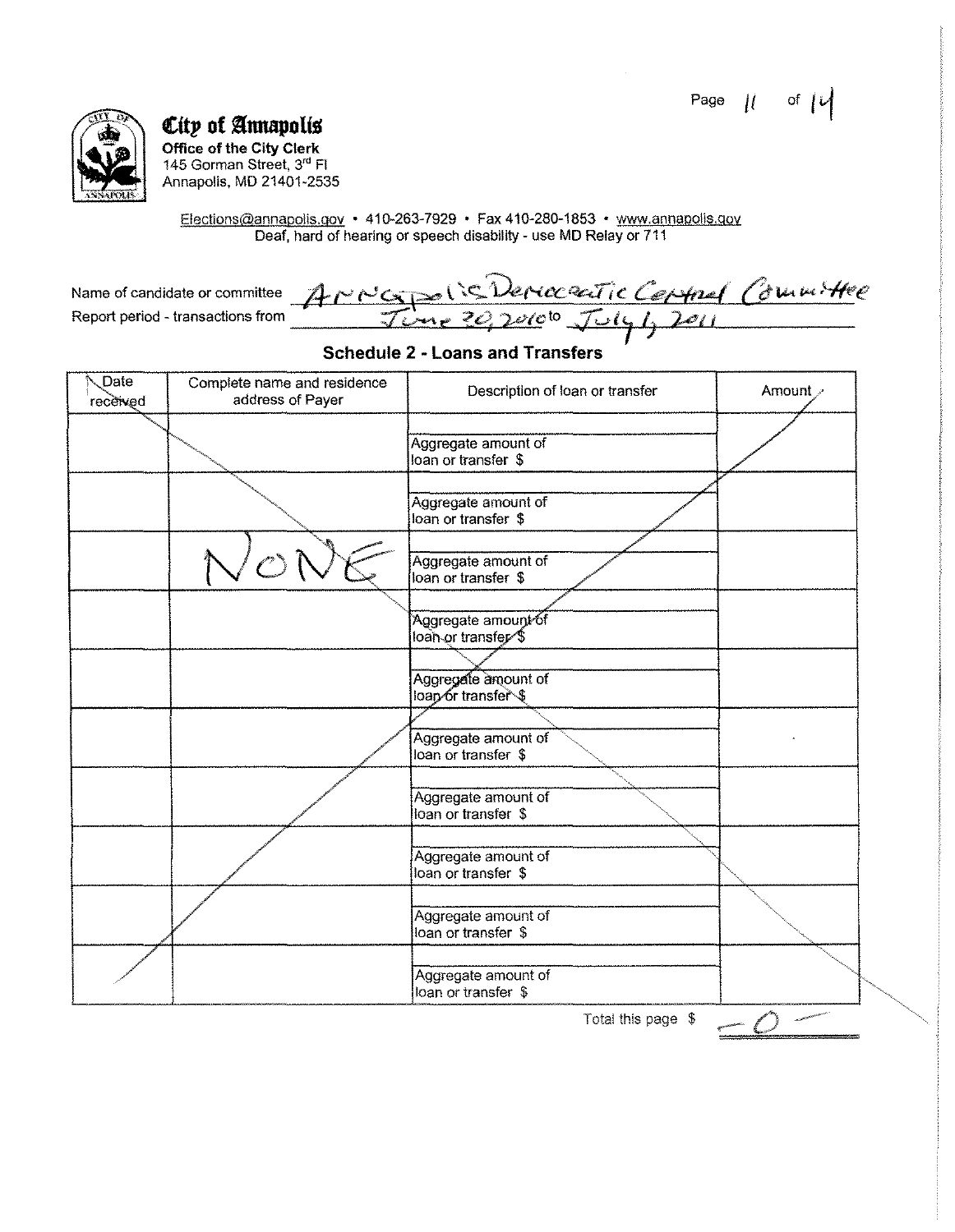**City of Annapolis**
**Office of the City Clerk**
145 Gorman Street, 3rd Fl
Annapolis, MD 21401-2535

Elections@annapolis.gov • 410-263-7929 • Fax 410-280-1853 • www.annapolis.gov
Deaf, hard of hearing or speech disability - use MD Relay or 711

Name of candidate or committee: Annapolis Democratic Central Committee
Report period - transactions from: June 20, 2010 to July 1, 2011

## Schedule 2 - Loans and Transfers

| Date received | Complete name and residence address of Payer | Description of loan or transfer | Amount |
|---|---|---|---|
| | | Aggregate amount of loan or transfer $ | |
| | | Aggregate amount of loan or transfer $ | |
| | NONE | Aggregate amount of loan or transfer $ | |
| | | Aggregate amount of loan or transfer $ | |
| | | Aggregate amount of loan or transfer $ | |
| | | Aggregate amount of loan or transfer $ | |
| | | Aggregate amount of loan or transfer $ | |
| | | Aggregate amount of loan or transfer $ | |
| | | Aggregate amount of loan or transfer $ | |
| | | Aggregate amount of loan or transfer $ | |

Total this page $ -0-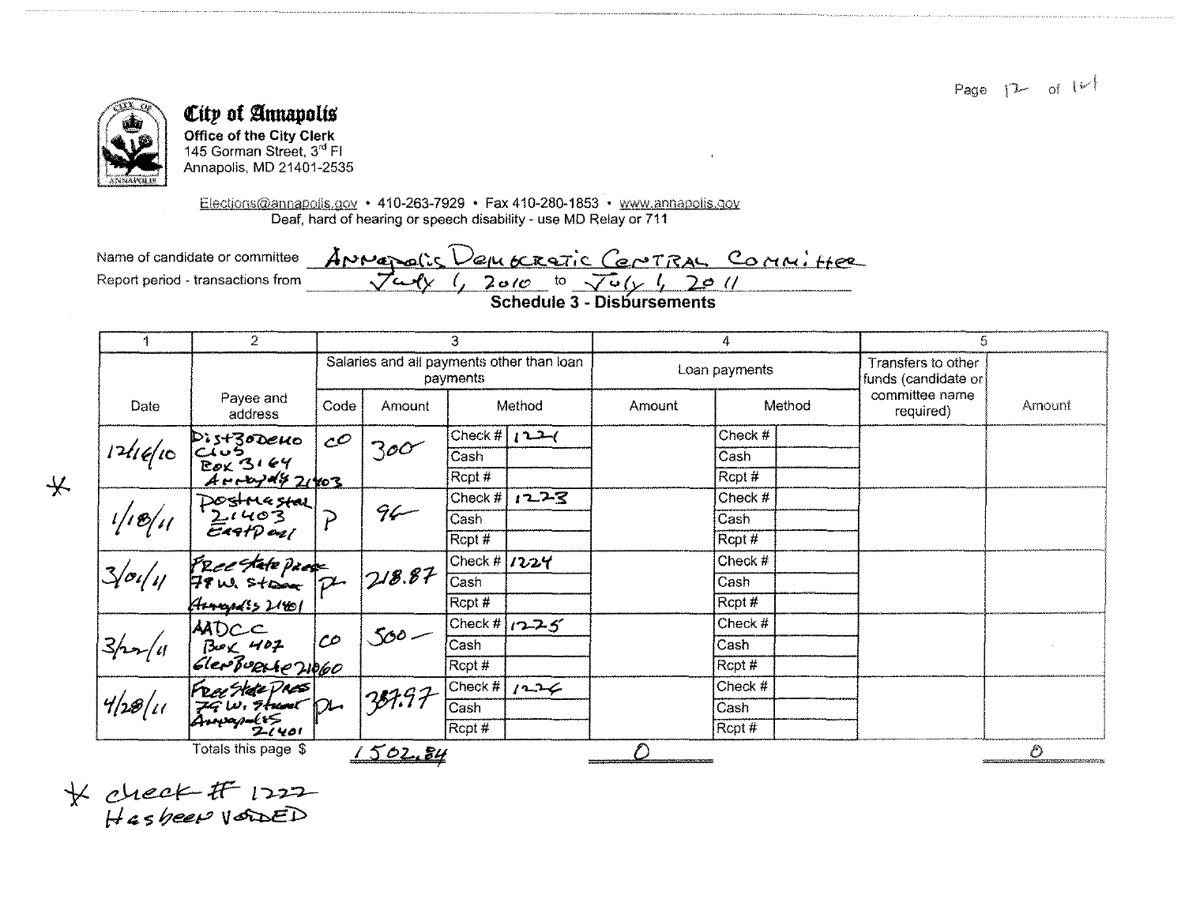**City of Annapolis**
**Office of the City Clerk**
145 Gorman Street, 3rd Fl
Annapolis, MD 21401-2535

Elections@annapolis.gov • 410-263-7929 • Fax 410-280-1853 • www.annapolis.gov
Deaf, hard of hearing or speech disability - use MD Relay or 711

Name of candidate or committee: Annapolis Democratic Central Committee

Report period - transactions from: July 1, 2010 to July 1, 2011

## Schedule 3 - Disbursements

| 1 | 2 | 3 | | | | 4 | | | 5 | |
|---|---|---|---|---|---|---|---|---|---|---|
| | | Salaries and all payments other than loan payments | | | | Loan payments | | | Transfers to other funds (candidate or committee name required) | Amount |
| Date | Payee and address | Code | Amount | Method | | Amount | Method | | | |
| 12/16/10 * | Dist 30 Demo Club Box 3164 Annapolis 21403 | CO | 300 | Check # | 1221 | | Check # | | | |
| | | | | Cash | | | Cash | | | |
| | | | | Rcpt # | | | Rcpt # | | | |
| 1/18/11 | Postmaster 21403 Eastport | P | 96 | Check # | 1223 | | Check # | | | |
| | | | | Cash | | | Cash | | | |
| | | | | Rcpt # | | | Rcpt # | | | |
| 3/01/11 | Free State Press 78 W. Street Annapolis 21401 | P | 218.87 | Check # | 1224 | | Check # | | | |
| | | | | Cash | | | Cash | | | |
| | | | | Rcpt # | | | Rcpt # | | | |
| 3/22/11 | AADCC Box 407 Glen Burnie 21060 | CO | 500 — | Check # | 1225 | | Check # | | | |
| | | | | Cash | | | Cash | | | |
| | | | | Rcpt # | | | Rcpt # | | | |
| 4/28/11 | Free State Press 78 W. Street Annapolis 21401 | P | 387.97 | Check # | 1226 | | Check # | | | |
| | | | | Cash | | | Cash | | | |
| | | | | Rcpt # | | | Rcpt # | | | |
| | Totals this page $ | | 1502.84 | | | 0 | | | | 0 |

\* check # 1222 Has been VOIDED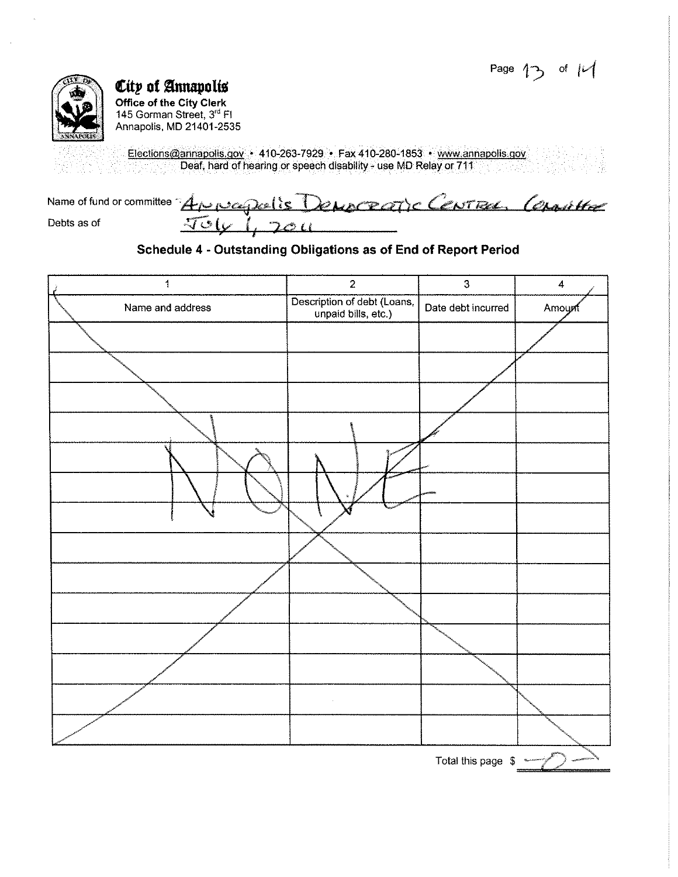**City of Annapolis**
**Office of the City Clerk**
145 Gorman Street, 3rd Fl
Annapolis, MD 21401-2535

Elections@annapolis.gov • 410-263-7929 • Fax 410-280-1853 • www.annapolis.gov
Deaf, hard of hearing or speech disability - use MD Relay or 711

Name of fund or committee: Annapolis Democratic Central Committee

Debts as of: July 1, 2011

## Schedule 4 - Outstanding Obligations as of End of Report Period

| 1 | 2 | 3 | 4 |
|---|---|---|---|
| Name and address | Description of debt (Loans, unpaid bills, etc.) | Date debt incurred | Amount |
| NONE | | | |

Total this page $ -0-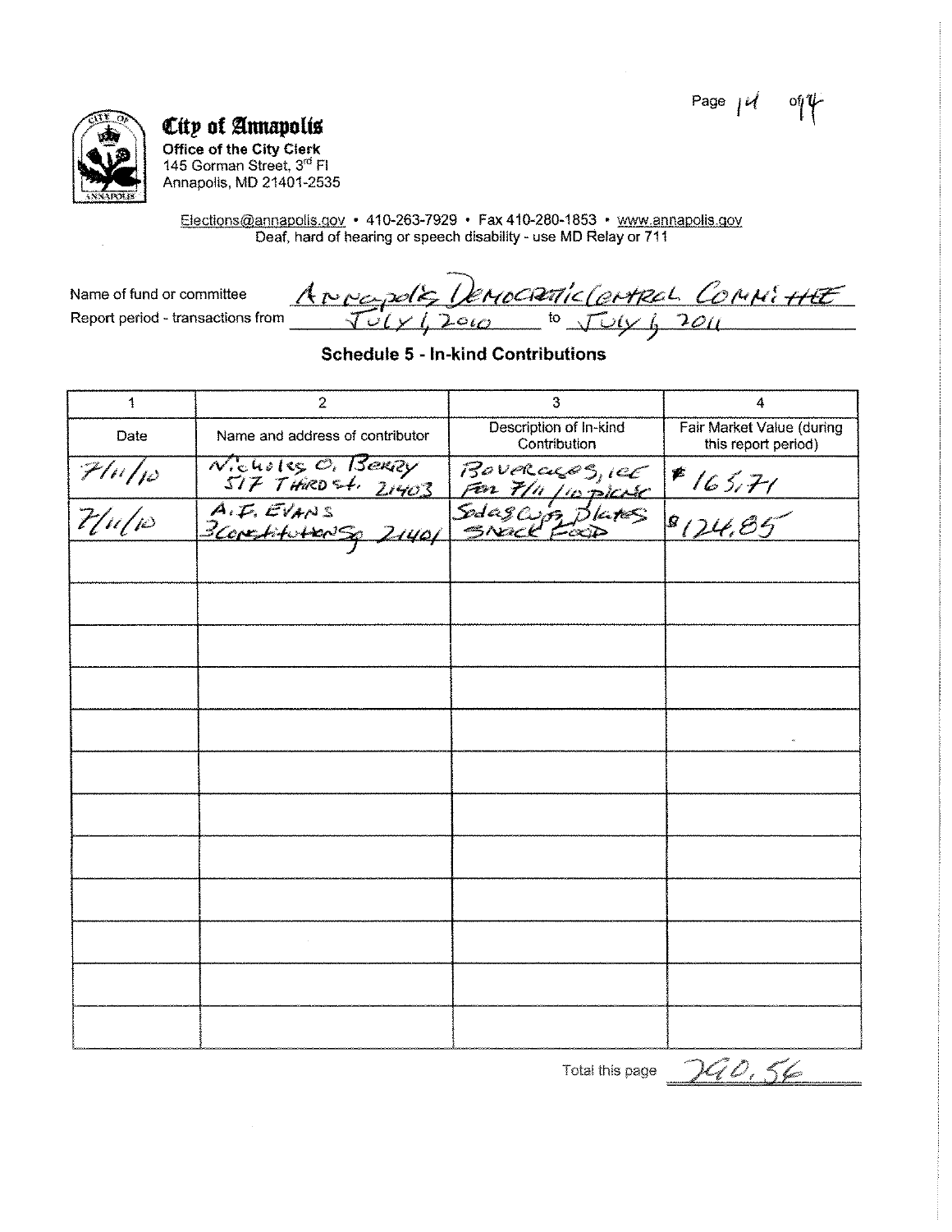**City of Annapolis**
**Office of the City Clerk**
145 Gorman Street, 3rd Fl
Annapolis, MD 21401-2535

Elections@annapolis.gov • 410-263-7929 • Fax 410-280-1853 • www.annapolis.gov
Deaf, hard of hearing or speech disability - use MD Relay or 711

Name of fund or committee: Annapolis Democratic Central Committee
Report period - transactions from: July 1, 2010 to July 6, 2011

## Schedule 5 - In-kind Contributions

| 1 | 2 | 3 | 4 |
|---|---|---|---|
| Date | Name and address of contributor | Description of In-kind Contribution | Fair Market Value (during this report period) |
| 7/11/10 | Nicholas O. Berry 517 Third St. 21403 | Beverages, ice For 7/11/10 picnic | $165.71 |
| 7/11/10 | A.F. Evans 3 Constitution Sq 21401 | Sodas Cups Plates Snack Food | $124.85 |
| | | | |
| | | | |
| | | | |
| | | | |
| | | | |
| | | | |
| | | | |
| | | | |
| | | | |
| | | | |
| | | | |
| | | | |

Total this page 290.56